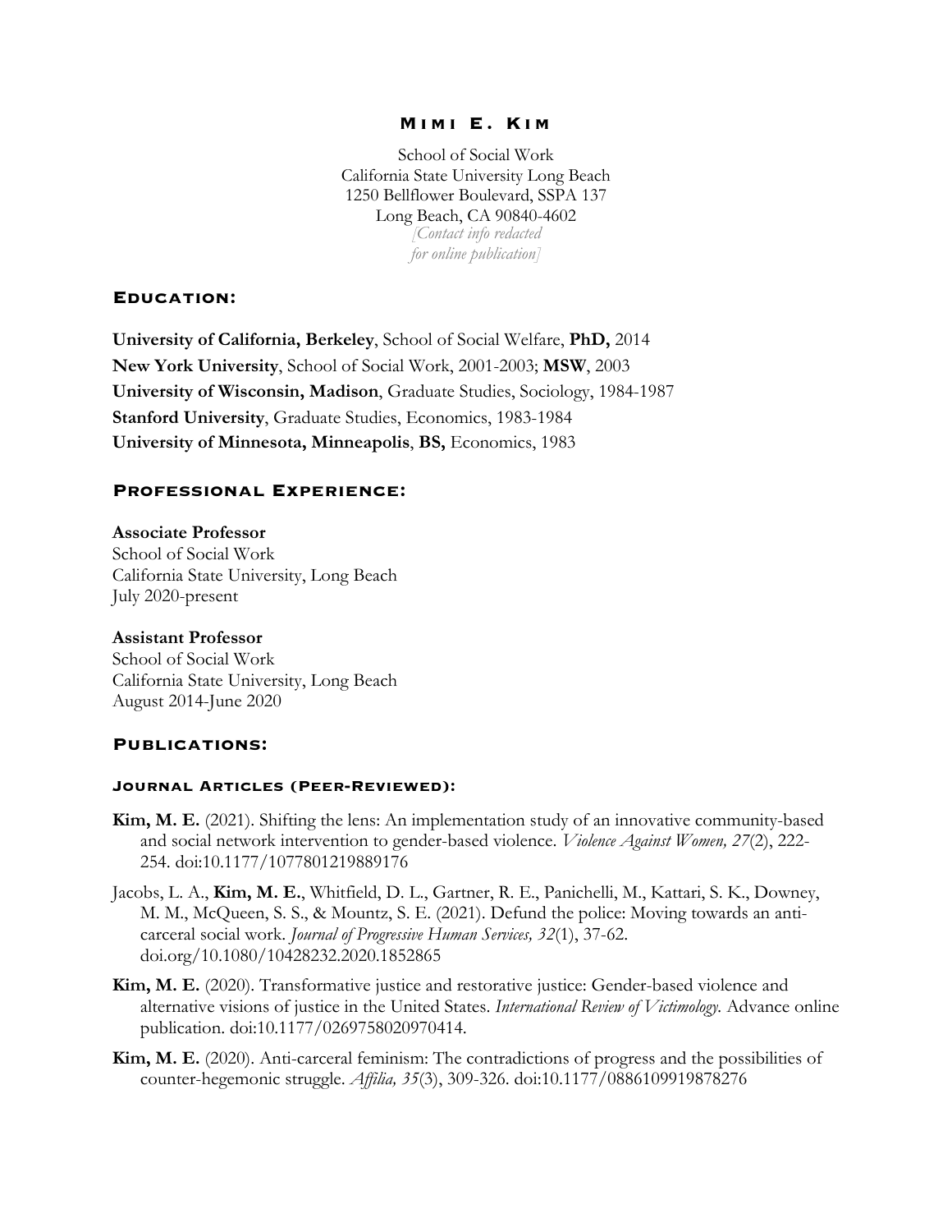# Mimi E. Kim

School of Social Work
California State University Long Beach
1250 Bellflower Boulevard, SSPA 137
Long Beach, CA 90840-4602
*[Contact info redacted for online publication]*

## Education:

**University of California, Berkeley**, School of Social Welfare, **PhD,** 2014
**New York University**, School of Social Work, 2001-2003; **MSW**, 2003
**University of Wisconsin, Madison**, Graduate Studies, Sociology, 1984-1987
**Stanford University**, Graduate Studies, Economics, 1983-1984
**University of Minnesota, Minneapolis**, **BS,** Economics, 1983

## Professional Experience:

**Associate Professor**
School of Social Work
California State University, Long Beach
July 2020-present

**Assistant Professor**
School of Social Work
California State University, Long Beach
August 2014-June 2020

## Publications:

### Journal Articles (Peer-Reviewed):

**Kim, M. E.** (2021). Shifting the lens: An implementation study of an innovative community-based and social network intervention to gender-based violence. *Violence Against Women, 27*(2), 222-254. doi:10.1177/1077801219889176

Jacobs, L. A., **Kim, M. E.**, Whitfield, D. L., Gartner, R. E., Panichelli, M., Kattari, S. K., Downey, M. M., McQueen, S. S., & Mountz, S. E. (2021). Defund the police: Moving towards an anti-carceral social work. *Journal of Progressive Human Services, 32*(1), 37-62. doi.org/10.1080/10428232.2020.1852865

**Kim, M. E.** (2020). Transformative justice and restorative justice: Gender-based violence and alternative visions of justice in the United States. *International Review of Victimology.* Advance online publication. doi:10.1177/0269758020970414.

**Kim, M. E.** (2020). Anti-carceral feminism: The contradictions of progress and the possibilities of counter-hegemonic struggle. *Affilia, 35*(3), 309-326. doi:10.1177/0886109919878276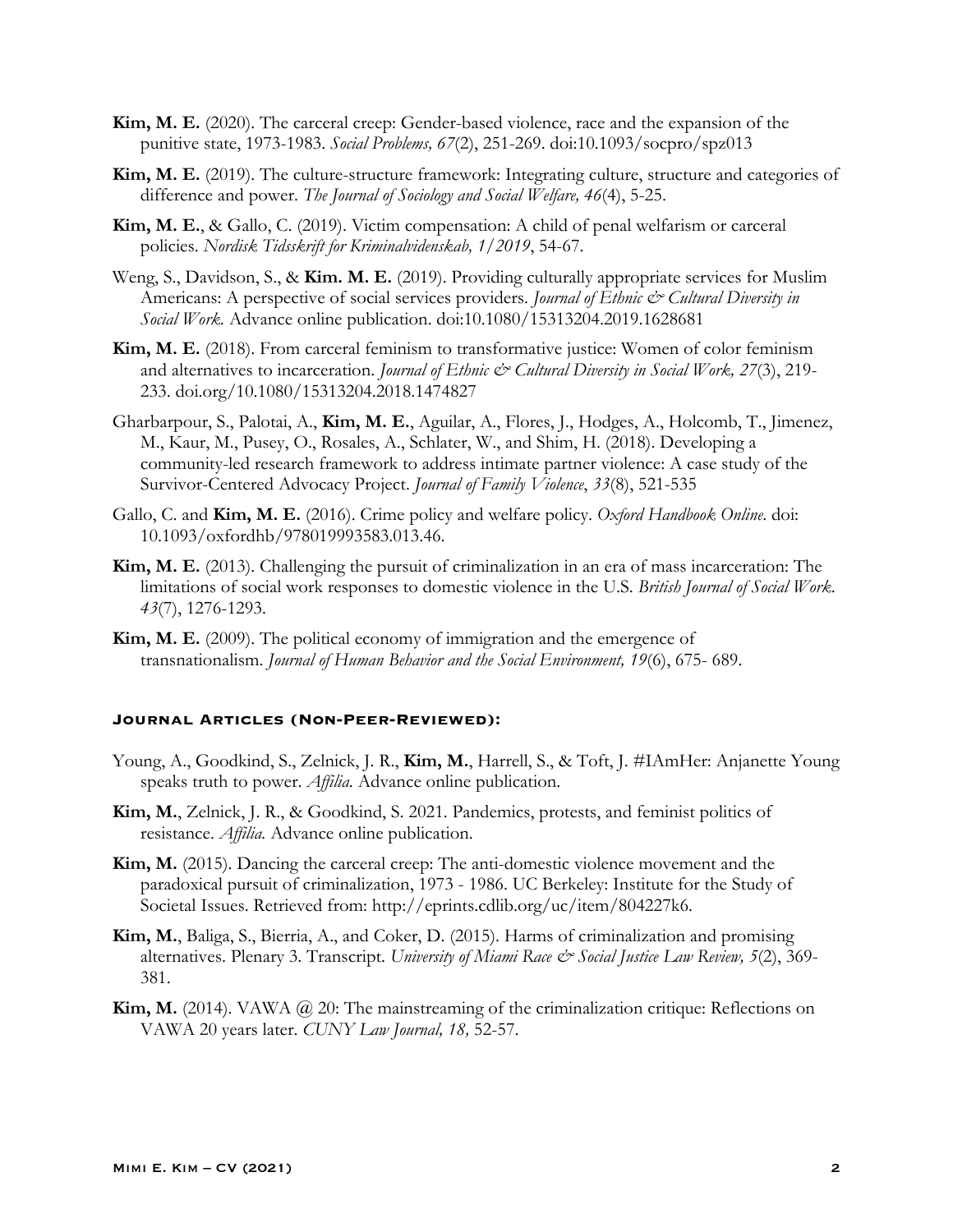**Kim, M. E.** (2020). The carceral creep: Gender-based violence, race and the expansion of the punitive state, 1973-1983. *Social Problems, 67*(2), 251-269. doi:10.1093/socpro/spz013

**Kim, M. E.** (2019). The culture-structure framework: Integrating culture, structure and categories of difference and power. *The Journal of Sociology and Social Welfare, 46*(4), 5-25.

**Kim, M. E.**, & Gallo, C. (2019). Victim compensation: A child of penal welfarism or carceral policies. *Nordisk Tidsskrift for Kriminalvidenskab, 1/2019*, 54-67.

Weng, S., Davidson, S., & **Kim. M. E.** (2019). Providing culturally appropriate services for Muslim Americans: A perspective of social services providers. *Journal of Ethnic & Cultural Diversity in Social Work.* Advance online publication. doi:10.1080/15313204.2019.1628681

**Kim, M. E.** (2018). From carceral feminism to transformative justice: Women of color feminism and alternatives to incarceration. *Journal of Ethnic & Cultural Diversity in Social Work, 27*(3), 219-233. doi.org/10.1080/15313204.2018.1474827

Gharbarpour, S., Palotai, A., **Kim, M. E.**, Aguilar, A., Flores, J., Hodges, A., Holcomb, T., Jimenez, M., Kaur, M., Pusey, O., Rosales, A., Schlater, W., and Shim, H. (2018). Developing a community-led research framework to address intimate partner violence: A case study of the Survivor-Centered Advocacy Project. *Journal of Family Violence*, *33*(8), 521-535

Gallo, C. and **Kim, M. E.** (2016). Crime policy and welfare policy. *Oxford Handbook Online*. doi: 10.1093/oxfordhb/978019993583.013.46.

**Kim, M. E.** (2013). Challenging the pursuit of criminalization in an era of mass incarceration: The limitations of social work responses to domestic violence in the U.S. *British Journal of Social Work. 43*(7), 1276-1293.

**Kim, M. E.** (2009). The political economy of immigration and the emergence of transnationalism. *Journal of Human Behavior and the Social Environment, 19*(6), 675- 689.

#### Journal Articles (Non-Peer-Reviewed):

Young, A., Goodkind, S., Zelnick, J. R., **Kim, M.**, Harrell, S., & Toft, J. #IAmHer: Anjanette Young speaks truth to power. *Affilia.* Advance online publication.

**Kim, M.**, Zelnick, J. R., & Goodkind, S. 2021. Pandemics, protests, and feminist politics of resistance. *Affilia.* Advance online publication.

**Kim, M.** (2015). Dancing the carceral creep: The anti-domestic violence movement and the paradoxical pursuit of criminalization, 1973 - 1986. UC Berkeley: Institute for the Study of Societal Issues. Retrieved from: http://eprints.cdlib.org/uc/item/804227k6.

**Kim, M.**, Baliga, S., Bierria, A., and Coker, D. (2015). Harms of criminalization and promising alternatives. Plenary 3. Transcript. *University of Miami Race & Social Justice Law Review, 5*(2), 369-381.

**Kim, M.** (2014). VAWA @ 20: The mainstreaming of the criminalization critique: Reflections on VAWA 20 years later. *CUNY Law Journal, 18,* 52-57.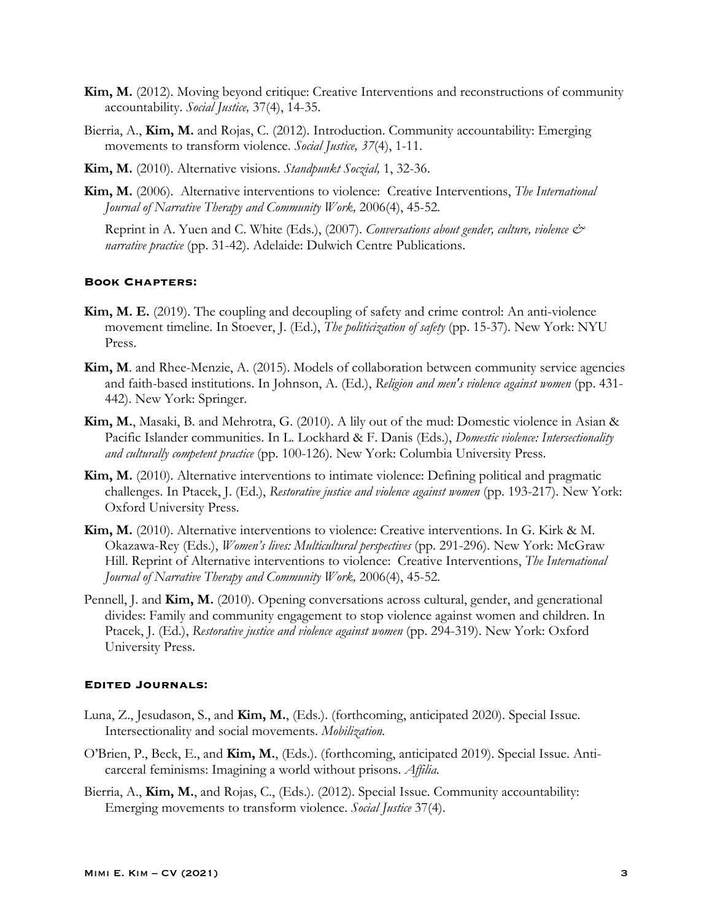**Kim, M.** (2012). Moving beyond critique: Creative Interventions and reconstructions of community accountability. *Social Justice,* 37(4), 14-35.

Bierria, A., **Kim, M.** and Rojas, C. (2012). Introduction. Community accountability: Emerging movements to transform violence. *Social Justice, 37*(4), 1-11.

**Kim, M.** (2010). Alternative visions. *Standpunkt Soczial,* 1, 32-36.

**Kim, M.** (2006). Alternative interventions to violence: Creative Interventions, *The International Journal of Narrative Therapy and Community Work,* 2006(4), 45-52.

Reprint in A. Yuen and C. White (Eds.), (2007). *Conversations about gender, culture, violence & narrative practice* (pp. 31-42). Adelaide: Dulwich Centre Publications.

#### Book Chapters:

**Kim, M. E.** (2019). The coupling and decoupling of safety and crime control: An anti-violence movement timeline. In Stoever, J. (Ed.), *The politicization of safety* (pp. 15-37). New York: NYU Press.

**Kim, M**. and Rhee-Menzie, A. (2015). Models of collaboration between community service agencies and faith-based institutions. In Johnson, A. (Ed.), *Religion and men's violence against women* (pp. 431-442). New York: Springer.

**Kim, M.**, Masaki, B. and Mehrotra, G. (2010). A lily out of the mud: Domestic violence in Asian & Pacific Islander communities. In L. Lockhard & F. Danis (Eds.), *Domestic violence: Intersectionality and culturally competent practice* (pp. 100-126). New York: Columbia University Press.

**Kim, M.** (2010). Alternative interventions to intimate violence: Defining political and pragmatic challenges. In Ptacek, J. (Ed.), *Restorative justice and violence against women* (pp. 193-217). New York: Oxford University Press.

**Kim, M.** (2010). Alternative interventions to violence: Creative interventions. In G. Kirk & M. Okazawa-Rey (Eds.), *Women's lives: Multicultural perspectives* (pp. 291-296). New York: McGraw Hill. Reprint of Alternative interventions to violence: Creative Interventions, *The International Journal of Narrative Therapy and Community Work,* 2006(4), 45-52.

Pennell, J. and **Kim, M.** (2010). Opening conversations across cultural, gender, and generational divides: Family and community engagement to stop violence against women and children. In Ptacek, J. (Ed.), *Restorative justice and violence against women* (pp. 294-319). New York: Oxford University Press.

#### Edited Journals:

Luna, Z., Jesudason, S., and **Kim, M.**, (Eds.). (forthcoming, anticipated 2020). Special Issue. Intersectionality and social movements. *Mobilization.*

O'Brien, P., Beck, E., and **Kim, M.**, (Eds.). (forthcoming, anticipated 2019). Special Issue. Anti-carceral feminisms: Imagining a world without prisons. *Affilia.*

Bierria, A., **Kim, M.**, and Rojas, C., (Eds.). (2012). Special Issue. Community accountability: Emerging movements to transform violence. *Social Justice* 37(4).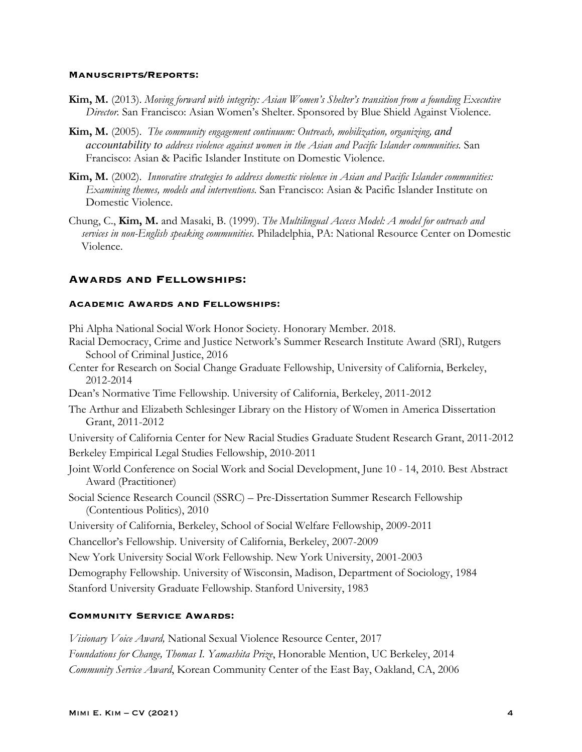#### Manuscripts/Reports:

**Kim, M.** (2013). *Moving forward with integrity: Asian Women's Shelter's transition from a founding Executive Director*. San Francisco: Asian Women's Shelter. Sponsored by Blue Shield Against Violence.

**Kim, M.** (2005). *The community engagement continuum: Outreach, mobilization, organizing, and accountability to address violence against women in the Asian and Pacific Islander communities*. San Francisco: Asian & Pacific Islander Institute on Domestic Violence.

**Kim, M.** (2002). *Innovative strategies to address domestic violence in Asian and Pacific Islander communities: Examining themes, models and interventions*. San Francisco: Asian & Pacific Islander Institute on Domestic Violence.

Chung, C., **Kim, M.** and Masaki, B. (1999). *The Multilingual Access Model: A model for outreach and services in non-English speaking communities*. Philadelphia, PA: National Resource Center on Domestic Violence.

## Awards and Fellowships:

#### Academic Awards and Fellowships:

Phi Alpha National Social Work Honor Society. Honorary Member. 2018.

Racial Democracy, Crime and Justice Network's Summer Research Institute Award (SRI), Rutgers School of Criminal Justice, 2016

Center for Research on Social Change Graduate Fellowship, University of California, Berkeley, 2012-2014

Dean's Normative Time Fellowship. University of California, Berkeley, 2011-2012

The Arthur and Elizabeth Schlesinger Library on the History of Women in America Dissertation Grant, 2011-2012

University of California Center for New Racial Studies Graduate Student Research Grant, 2011-2012

Berkeley Empirical Legal Studies Fellowship, 2010-2011

Joint World Conference on Social Work and Social Development, June 10 - 14, 2010. Best Abstract Award (Practitioner)

Social Science Research Council (SSRC) – Pre-Dissertation Summer Research Fellowship (Contentious Politics), 2010

University of California, Berkeley, School of Social Welfare Fellowship, 2009-2011

Chancellor's Fellowship. University of California, Berkeley, 2007-2009

New York University Social Work Fellowship. New York University, 2001-2003

Demography Fellowship. University of Wisconsin, Madison, Department of Sociology, 1984

Stanford University Graduate Fellowship. Stanford University, 1983

#### Community Service Awards:

*Visionary Voice Award,* National Sexual Violence Resource Center, 2017

*Foundations for Change, Thomas I. Yamashita Prize*, Honorable Mention, UC Berkeley, 2014

*Community Service Award*, Korean Community Center of the East Bay, Oakland, CA, 2006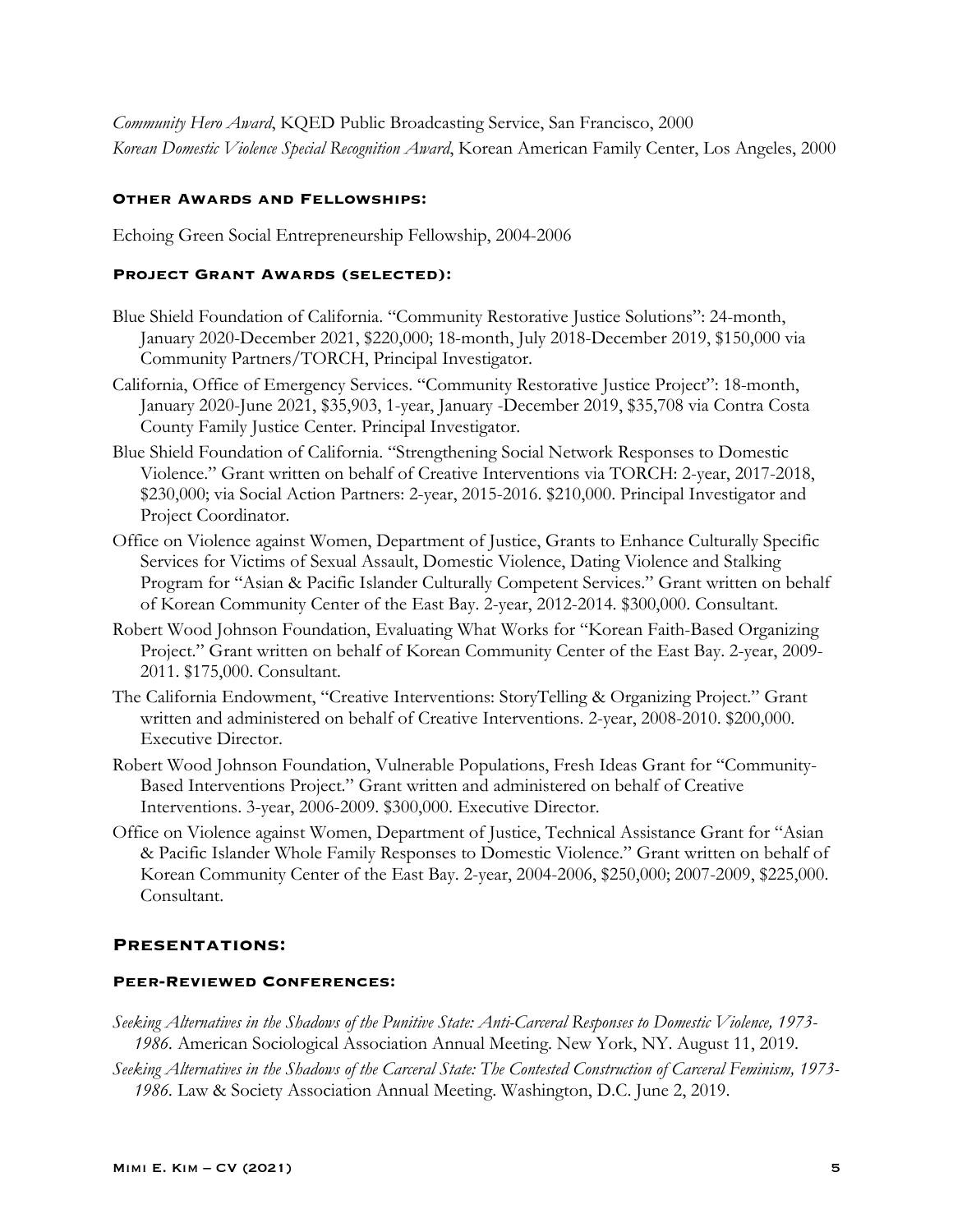*Community Hero Award*, KQED Public Broadcasting Service, San Francisco, 2000

*Korean Domestic Violence Special Recognition Award*, Korean American Family Center, Los Angeles, 2000

#### Other Awards and Fellowships:

Echoing Green Social Entrepreneurship Fellowship, 2004-2006

#### Project Grant Awards (selected):

Blue Shield Foundation of California. "Community Restorative Justice Solutions": 24-month, January 2020-December 2021, $220,000; 18-month, July 2018-December 2019, $150,000 via Community Partners/TORCH, Principal Investigator.

California, Office of Emergency Services. "Community Restorative Justice Project": 18-month, January 2020-June 2021, $35,903, 1-year, January -December 2019, $35,708 via Contra Costa County Family Justice Center. Principal Investigator.

Blue Shield Foundation of California. "Strengthening Social Network Responses to Domestic Violence." Grant written on behalf of Creative Interventions via TORCH: 2-year, 2017-2018, $230,000; via Social Action Partners: 2-year, 2015-2016. $210,000. Principal Investigator and Project Coordinator.

Office on Violence against Women, Department of Justice, Grants to Enhance Culturally Specific Services for Victims of Sexual Assault, Domestic Violence, Dating Violence and Stalking Program for "Asian & Pacific Islander Culturally Competent Services." Grant written on behalf of Korean Community Center of the East Bay. 2-year, 2012-2014. $300,000. Consultant.

Robert Wood Johnson Foundation, Evaluating What Works for "Korean Faith-Based Organizing Project." Grant written on behalf of Korean Community Center of the East Bay. 2-year, 2009-2011. $175,000. Consultant.

The California Endowment, "Creative Interventions: StoryTelling & Organizing Project." Grant written and administered on behalf of Creative Interventions. 2-year, 2008-2010. $200,000. Executive Director.

Robert Wood Johnson Foundation, Vulnerable Populations, Fresh Ideas Grant for "Community-Based Interventions Project." Grant written and administered on behalf of Creative Interventions. 3-year, 2006-2009. $300,000. Executive Director.

Office on Violence against Women, Department of Justice, Technical Assistance Grant for "Asian & Pacific Islander Whole Family Responses to Domestic Violence." Grant written on behalf of Korean Community Center of the East Bay. 2-year, 2004-2006, $250,000; 2007-2009, $225,000. Consultant.

### Presentations:

#### Peer-Reviewed Conferences:

*Seeking Alternatives in the Shadows of the Punitive State: Anti-Carceral Responses to Domestic Violence, 1973-1986*. American Sociological Association Annual Meeting. New York, NY. August 11, 2019.

*Seeking Alternatives in the Shadows of the Carceral State: The Contested Construction of Carceral Feminism, 1973-1986*. Law & Society Association Annual Meeting. Washington, D.C. June 2, 2019.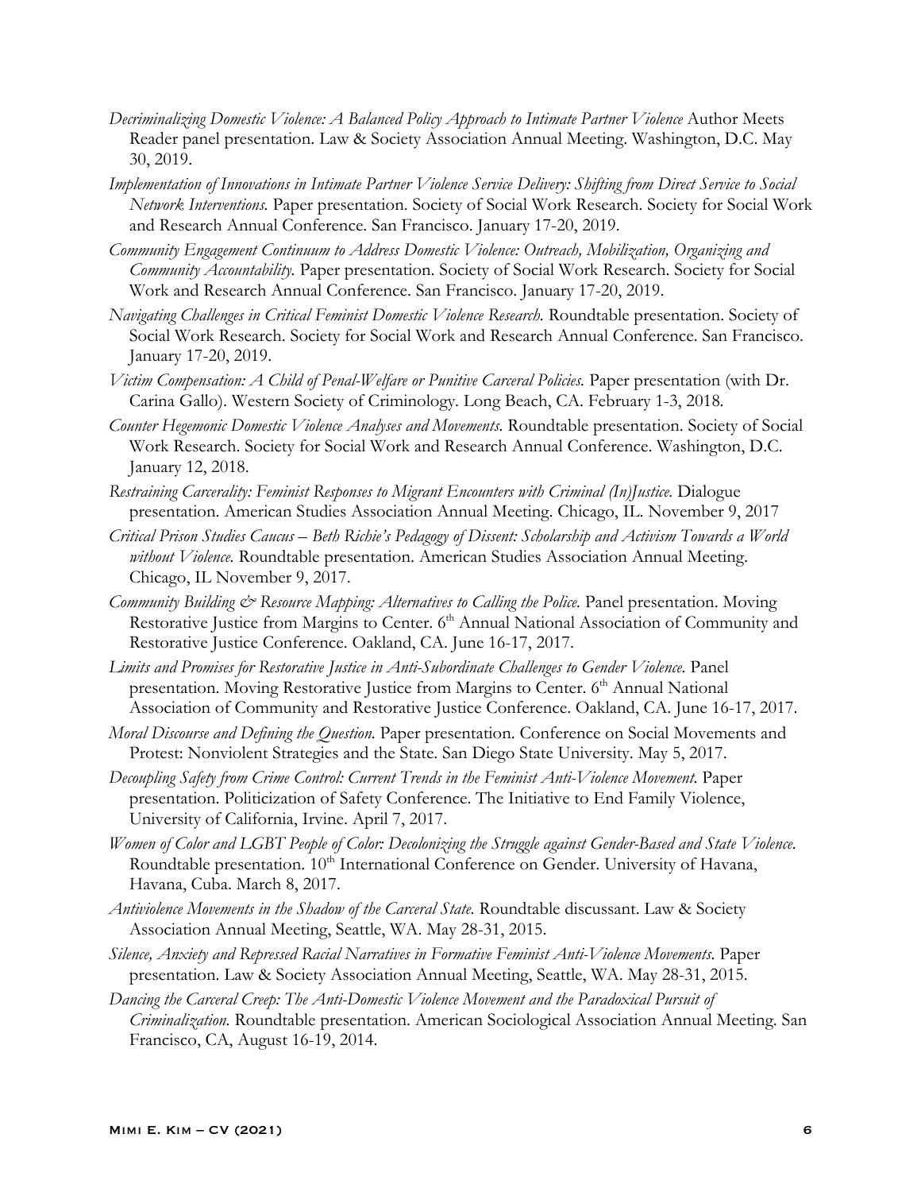*Decriminalizing Domestic Violence: A Balanced Policy Approach to Intimate Partner Violence* Author Meets Reader panel presentation. Law & Society Association Annual Meeting. Washington, D.C. May 30, 2019.

*Implementation of Innovations in Intimate Partner Violence Service Delivery: Shifting from Direct Service to Social Network Interventions.* Paper presentation. Society of Social Work Research. Society for Social Work and Research Annual Conference. San Francisco. January 17-20, 2019.

*Community Engagement Continuum to Address Domestic Violence: Outreach, Mobilization, Organizing and Community Accountability.* Paper presentation. Society of Social Work Research. Society for Social Work and Research Annual Conference. San Francisco. January 17-20, 2019.

*Navigating Challenges in Critical Feminist Domestic Violence Research.* Roundtable presentation. Society of Social Work Research. Society for Social Work and Research Annual Conference. San Francisco. January 17-20, 2019.

*Victim Compensation: A Child of Penal-Welfare or Punitive Carceral Policies.* Paper presentation (with Dr. Carina Gallo). Western Society of Criminology. Long Beach, CA. February 1-3, 2018.

*Counter Hegemonic Domestic Violence Analyses and Movements.* Roundtable presentation. Society of Social Work Research. Society for Social Work and Research Annual Conference. Washington, D.C. January 12, 2018.

*Restraining Carcerality: Feminist Responses to Migrant Encounters with Criminal (In)Justice.* Dialogue presentation. American Studies Association Annual Meeting. Chicago, IL. November 9, 2017

*Critical Prison Studies Caucus – Beth Richie's Pedagogy of Dissent: Scholarship and Activism Towards a World without Violence.* Roundtable presentation. American Studies Association Annual Meeting. Chicago, IL November 9, 2017.

*Community Building & Resource Mapping: Alternatives to Calling the Police.* Panel presentation. Moving Restorative Justice from Margins to Center. 6th Annual National Association of Community and Restorative Justice Conference. Oakland, CA. June 16-17, 2017.

*Limits and Promises for Restorative Justice in Anti-Subordinate Challenges to Gender Violence.* Panel presentation. Moving Restorative Justice from Margins to Center. 6th Annual National Association of Community and Restorative Justice Conference. Oakland, CA. June 16-17, 2017.

*Moral Discourse and Defining the Question.* Paper presentation. Conference on Social Movements and Protest: Nonviolent Strategies and the State. San Diego State University. May 5, 2017.

*Decoupling Safety from Crime Control: Current Trends in the Feminist Anti-Violence Movement.* Paper presentation. Politicization of Safety Conference. The Initiative to End Family Violence, University of California, Irvine. April 7, 2017.

*Women of Color and LGBT People of Color: Decolonizing the Struggle against Gender-Based and State Violence.* Roundtable presentation. 10th International Conference on Gender. University of Havana, Havana, Cuba. March 8, 2017.

*Antiviolence Movements in the Shadow of the Carceral State.* Roundtable discussant. Law & Society Association Annual Meeting, Seattle, WA. May 28-31, 2015.

*Silence, Anxiety and Repressed Racial Narratives in Formative Feminist Anti-Violence Movements.* Paper presentation. Law & Society Association Annual Meeting, Seattle, WA. May 28-31, 2015.

*Dancing the Carceral Creep: The Anti-Domestic Violence Movement and the Paradoxical Pursuit of Criminalization.* Roundtable presentation. American Sociological Association Annual Meeting. San Francisco, CA, August 16-19, 2014.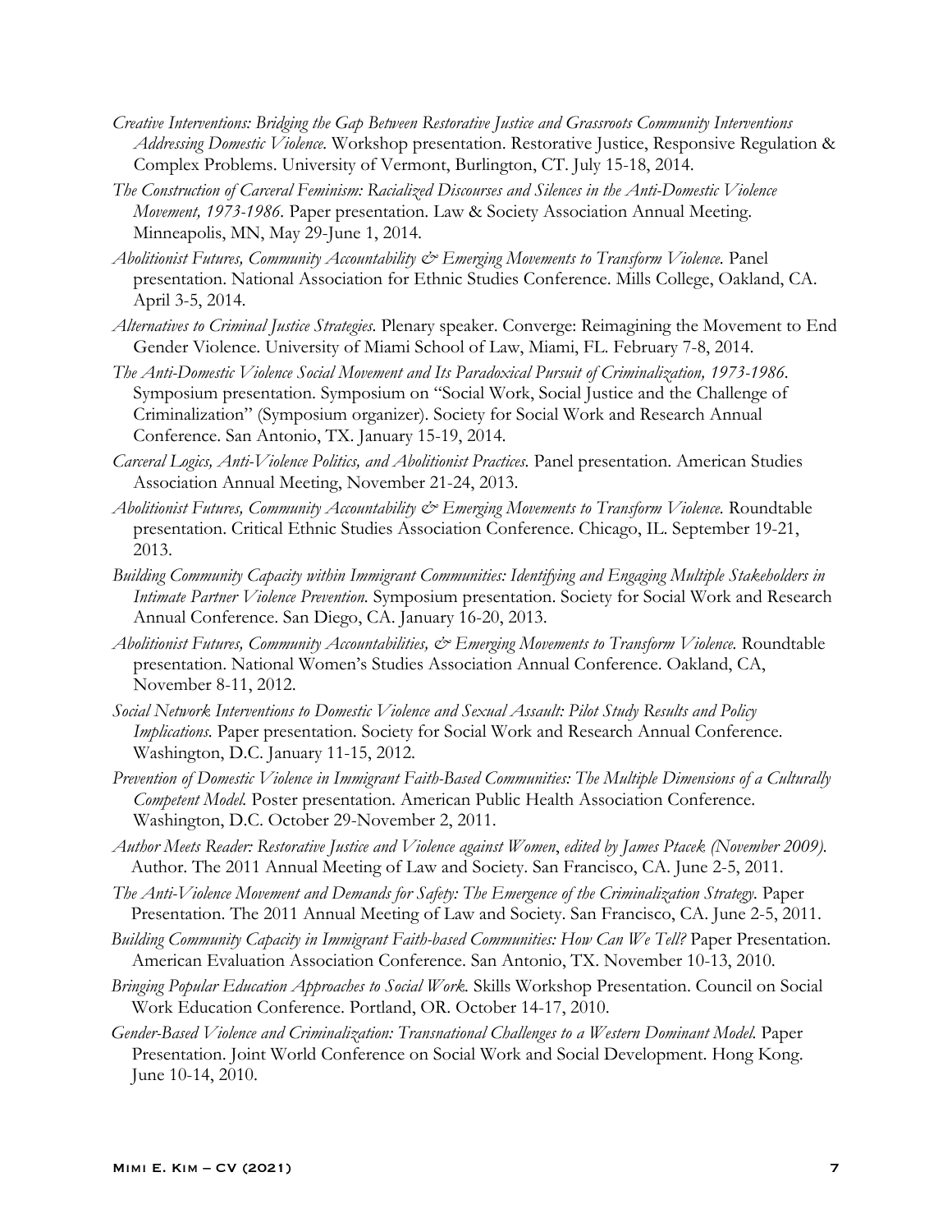*Creative Interventions: Bridging the Gap Between Restorative Justice and Grassroots Community Interventions Addressing Domestic Violence.* Workshop presentation. Restorative Justice, Responsive Regulation & Complex Problems. University of Vermont, Burlington, CT. July 15-18, 2014.

*The Construction of Carceral Feminism: Racialized Discourses and Silences in the Anti-Domestic Violence Movement, 1973-1986.* Paper presentation. Law & Society Association Annual Meeting. Minneapolis, MN, May 29-June 1, 2014.

*Abolitionist Futures, Community Accountability & Emerging Movements to Transform Violence.* Panel presentation. National Association for Ethnic Studies Conference. Mills College, Oakland, CA. April 3-5, 2014.

*Alternatives to Criminal Justice Strategies.* Plenary speaker. Converge: Reimagining the Movement to End Gender Violence. University of Miami School of Law, Miami, FL. February 7-8, 2014.

*The Anti-Domestic Violence Social Movement and Its Paradoxical Pursuit of Criminalization, 1973-1986.* Symposium presentation. Symposium on "Social Work, Social Justice and the Challenge of Criminalization" (Symposium organizer). Society for Social Work and Research Annual Conference. San Antonio, TX. January 15-19, 2014.

*Carceral Logics, Anti-Violence Politics, and Abolitionist Practices.* Panel presentation. American Studies Association Annual Meeting, November 21-24, 2013.

*Abolitionist Futures, Community Accountability & Emerging Movements to Transform Violence.* Roundtable presentation. Critical Ethnic Studies Association Conference. Chicago, IL. September 19-21, 2013.

*Building Community Capacity within Immigrant Communities: Identifying and Engaging Multiple Stakeholders in Intimate Partner Violence Prevention.* Symposium presentation. Society for Social Work and Research Annual Conference. San Diego, CA. January 16-20, 2013.

*Abolitionist Futures, Community Accountabilities, & Emerging Movements to Transform Violence.* Roundtable presentation. National Women's Studies Association Annual Conference. Oakland, CA, November 8-11, 2012.

*Social Network Interventions to Domestic Violence and Sexual Assault: Pilot Study Results and Policy Implications.* Paper presentation. Society for Social Work and Research Annual Conference. Washington, D.C. January 11-15, 2012.

*Prevention of Domestic Violence in Immigrant Faith-Based Communities: The Multiple Dimensions of a Culturally Competent Model.* Poster presentation. American Public Health Association Conference. Washington, D.C. October 29-November 2, 2011.

*Author Meets Reader: Restorative Justice and Violence against Women, edited by James Ptacek (November 2009).* Author. The 2011 Annual Meeting of Law and Society. San Francisco, CA. June 2-5, 2011.

*The Anti-Violence Movement and Demands for Safety: The Emergence of the Criminalization Strategy.* Paper Presentation. The 2011 Annual Meeting of Law and Society. San Francisco, CA. June 2-5, 2011.

*Building Community Capacity in Immigrant Faith-based Communities: How Can We Tell?* Paper Presentation. American Evaluation Association Conference. San Antonio, TX. November 10-13, 2010.

*Bringing Popular Education Approaches to Social Work.* Skills Workshop Presentation. Council on Social Work Education Conference. Portland, OR. October 14-17, 2010.

*Gender-Based Violence and Criminalization: Transnational Challenges to a Western Dominant Model.* Paper Presentation. Joint World Conference on Social Work and Social Development. Hong Kong. June 10-14, 2010.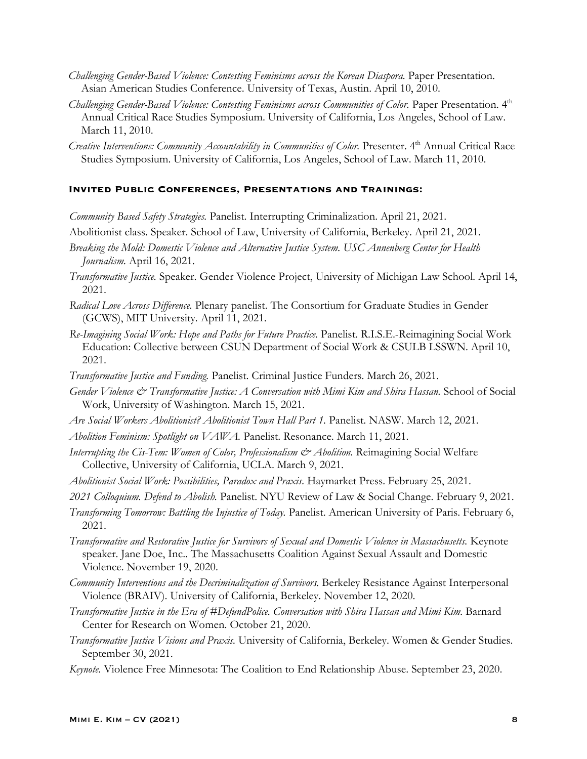*Challenging Gender-Based Violence: Contesting Feminisms across the Korean Diaspora.* Paper Presentation. Asian American Studies Conference. University of Texas, Austin. April 10, 2010.

*Challenging Gender-Based Violence: Contesting Feminisms across Communities of Color.* Paper Presentation. 4th Annual Critical Race Studies Symposium. University of California, Los Angeles, School of Law. March 11, 2010.

*Creative Interventions: Community Accountability in Communities of Color.* Presenter. 4th Annual Critical Race Studies Symposium. University of California, Los Angeles, School of Law. March 11, 2010.

### Invited Public Conferences, Presentations and Trainings:

*Community Based Safety Strategies.* Panelist. Interrupting Criminalization. April 21, 2021.

Abolitionist class. Speaker. School of Law, University of California, Berkeley. April 21, 2021.

*Breaking the Mold: Domestic Violence and Alternative Justice System. USC Annenberg Center for Health Journalism.* April 16, 2021.

*Transformative Justice.* Speaker. Gender Violence Project, University of Michigan Law School. April 14, 2021.

*Radical Love Across Difference.* Plenary panelist. The Consortium for Graduate Studies in Gender (GCWS), MIT University. April 11, 2021.

*Re-Imagining Social Work: Hope and Paths for Future Practice.* Panelist. R.I.S.E.-Reimagining Social Work Education: Collective between CSUN Department of Social Work & CSULB LSSWN. April 10, 2021.

*Transformative Justice and Funding.* Panelist. Criminal Justice Funders. March 26, 2021.

*Gender Violence & Transformative Justice: A Conversation with Mimi Kim and Shira Hassan.* School of Social Work, University of Washington. March 15, 2021.

*Are Social Workers Abolitionist? Abolitionist Town Hall Part 1.* Panelist. NASW. March 12, 2021.

*Abolition Feminism: Spotlight on VAWA.* Panelist. Resonance. March 11, 2021.

*Interrupting the Cis-Tem: Women of Color, Professionalism & Abolition.* Reimagining Social Welfare Collective, University of California, UCLA. March 9, 2021.

*Abolitionist Social Work: Possibilities, Paradox and Praxis.* Haymarket Press. February 25, 2021.

*2021 Colloquium. Defend to Abolish.* Panelist. NYU Review of Law & Social Change. February 9, 2021.

*Transforming Tomorrow: Battling the Injustice of Today.* Panelist. American University of Paris. February 6, 2021.

*Transformative and Restorative Justice for Survivors of Sexual and Domestic Violence in Massachusetts.* Keynote speaker. Jane Doe, Inc.. The Massachusetts Coalition Against Sexual Assault and Domestic Violence. November 19, 2020.

*Community Interventions and the Decriminalization of Survivors.* Berkeley Resistance Against Interpersonal Violence (BRAIV). University of California, Berkeley. November 12, 2020.

*Transformative Justice in the Era of #DefundPolice. Conversation with Shira Hassan and Mimi Kim.* Barnard Center for Research on Women. October 21, 2020.

*Transformative Justice Visions and Praxis.* University of California, Berkeley. Women & Gender Studies. September 30, 2021.

*Keynote.* Violence Free Minnesota: The Coalition to End Relationship Abuse. September 23, 2020.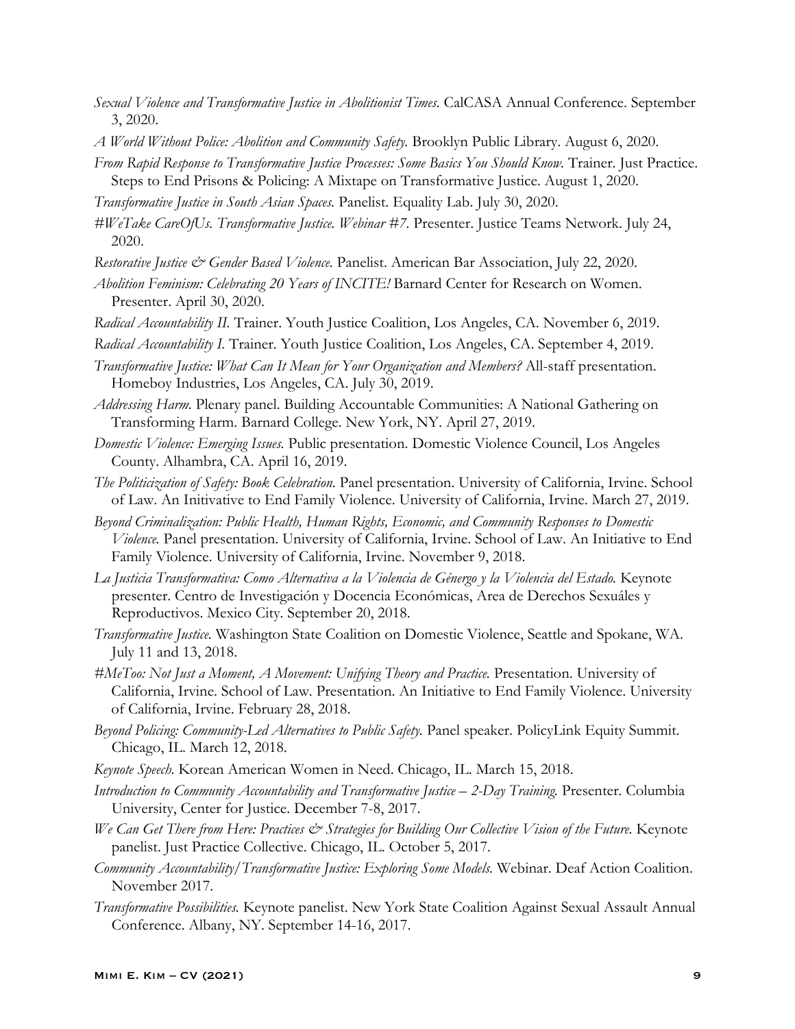*Sexual Violence and Transformative Justice in Abolitionist Times.* CalCASA Annual Conference. September 3, 2020.

*A World Without Police: Abolition and Community Safety.* Brooklyn Public Library. August 6, 2020.

*From Rapid Response to Transformative Justice Processes: Some Basics You Should Know.* Trainer. Just Practice. Steps to End Prisons & Policing: A Mixtape on Transformative Justice. August 1, 2020.

*Transformative Justice in South Asian Spaces.* Panelist. Equality Lab. July 30, 2020.

*#WeTake CareOfUs. Transformative Justice. Webinar #7.* Presenter. Justice Teams Network. July 24, 2020.

*Restorative Justice & Gender Based Violence.* Panelist. American Bar Association, July 22, 2020.

*Abolition Feminism: Celebrating 20 Years of INCITE!* Barnard Center for Research on Women. Presenter. April 30, 2020.

*Radical Accountability II.* Trainer. Youth Justice Coalition, Los Angeles, CA. November 6, 2019.

*Radical Accountability I.* Trainer. Youth Justice Coalition, Los Angeles, CA. September 4, 2019.

*Transformative Justice: What Can It Mean for Your Organization and Members?* All-staff presentation. Homeboy Industries, Los Angeles, CA. July 30, 2019.

*Addressing Harm.* Plenary panel. Building Accountable Communities: A National Gathering on Transforming Harm. Barnard College. New York, NY. April 27, 2019.

*Domestic Violence: Emerging Issues.* Public presentation. Domestic Violence Council, Los Angeles County. Alhambra, CA. April 16, 2019.

*The Politicization of Safety: Book Celebration.* Panel presentation. University of California, Irvine. School of Law. An Initivative to End Family Violence. University of California, Irvine. March 27, 2019.

*Beyond Criminalization: Public Health, Human Rights, Economic, and Community Responses to Domestic Violence.* Panel presentation. University of California, Irvine. School of Law. An Initiative to End Family Violence. University of California, Irvine. November 9, 2018.

*La Justicia Transformativa: Como Alternativa a la Violencia de Génergo y la Violencia del Estado.* Keynote presenter. Centro de Investigación y Docencia Económicas, Area de Derechos Sexuáles y Reproductivos. Mexico City. September 20, 2018.

*Transformative Justice.* Washington State Coalition on Domestic Violence, Seattle and Spokane, WA. July 11 and 13, 2018.

*#MeToo: Not Just a Moment, A Movement: Unifying Theory and Practice.* Presentation. University of California, Irvine. School of Law. Presentation. An Initiative to End Family Violence. University of California, Irvine. February 28, 2018.

*Beyond Policing: Community-Led Alternatives to Public Safety.* Panel speaker. PolicyLink Equity Summit. Chicago, IL. March 12, 2018.

*Keynote Speech.* Korean American Women in Need. Chicago, IL. March 15, 2018.

*Introduction to Community Accountability and Transformative Justice – 2-Day Training.* Presenter. Columbia University, Center for Justice. December 7-8, 2017.

*We Can Get There from Here: Practices & Strategies for Building Our Collective Vision of the Future.* Keynote panelist. Just Practice Collective. Chicago, IL. October 5, 2017.

*Community Accountability/Transformative Justice: Exploring Some Models.* Webinar. Deaf Action Coalition. November 2017.

*Transformative Possibilities.* Keynote panelist. New York State Coalition Against Sexual Assault Annual Conference. Albany, NY. September 14-16, 2017.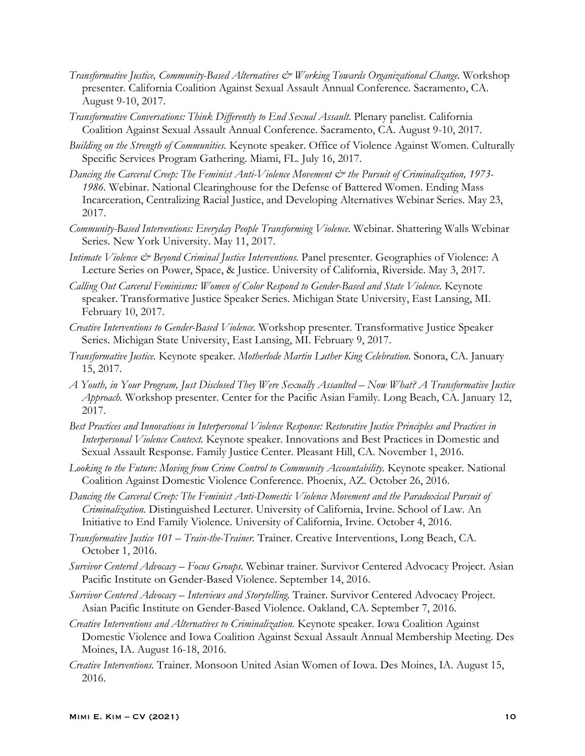*Transformative Justice, Community-Based Alternatives & Working Towards Organizational Change.* Workshop presenter. California Coalition Against Sexual Assault Annual Conference. Sacramento, CA. August 9-10, 2017.

*Transformative Conversations: Think Differently to End Sexual Assault.* Plenary panelist. California Coalition Against Sexual Assault Annual Conference. Sacramento, CA. August 9-10, 2017.

*Building on the Strength of Communities.* Keynote speaker. Office of Violence Against Women. Culturally Specific Services Program Gathering. Miami, FL. July 16, 2017.

*Dancing the Carceral Creep: The Feminist Anti-Violence Movement & the Pursuit of Criminalization, 1973-1986*. Webinar. National Clearinghouse for the Defense of Battered Women. Ending Mass Incarceration, Centralizing Racial Justice, and Developing Alternatives Webinar Series. May 23, 2017.

*Community-Based Interventions: Everyday People Transforming Violence.* Webinar. Shattering Walls Webinar Series. New York University. May 11, 2017.

*Intimate Violence & Beyond Criminal Justice Interventions.* Panel presenter. Geographies of Violence: A Lecture Series on Power, Space, & Justice. University of California, Riverside. May 3, 2017.

*Calling Out Carceral Feminisms: Women of Color Respond to Gender-Based and State Violence.* Keynote speaker. Transformative Justice Speaker Series. Michigan State University, East Lansing, MI. February 10, 2017.

*Creative Interventions to Gender-Based Violence.* Workshop presenter. Transformative Justice Speaker Series. Michigan State University, East Lansing, MI. February 9, 2017.

*Transformative Justice.* Keynote speaker. *Motherlode Martin Luther King Celebration.* Sonora, CA. January 15, 2017.

*A Youth, in Your Program, Just Disclosed They Were Sexually Assaulted – Now What? A Transformative Justice Approach.* Workshop presenter. Center for the Pacific Asian Family. Long Beach, CA. January 12, 2017.

*Best Practices and Innovations in Interpersonal Violence Response: Restorative Justice Principles and Practices in Interpersonal Violence Context.* Keynote speaker. Innovations and Best Practices in Domestic and Sexual Assault Response. Family Justice Center. Pleasant Hill, CA. November 1, 2016.

*Looking to the Future: Moving from Crime Control to Community Accountability.* Keynote speaker. National Coalition Against Domestic Violence Conference. Phoenix, AZ. October 26, 2016.

*Dancing the Carceral Creep: The Feminist Anti-Domestic Violence Movement and the Paradoxical Pursuit of Criminalization.* Distinguished Lecturer. University of California, Irvine. School of Law. An Initiative to End Family Violence. University of California, Irvine. October 4, 2016.

*Transformative Justice 101 – Train-the-Trainer.* Trainer. Creative Interventions, Long Beach, CA. October 1, 2016.

*Survivor Centered Advocacy – Focus Groups.* Webinar trainer. Survivor Centered Advocacy Project. Asian Pacific Institute on Gender-Based Violence. September 14, 2016.

*Survivor Centered Advocacy – Interviews and Storytelling.* Trainer. Survivor Centered Advocacy Project. Asian Pacific Institute on Gender-Based Violence. Oakland, CA. September 7, 2016.

*Creative Interventions and Alternatives to Criminalization.* Keynote speaker. Iowa Coalition Against Domestic Violence and Iowa Coalition Against Sexual Assault Annual Membership Meeting. Des Moines, IA. August 16-18, 2016.

*Creative Interventions.* Trainer. Monsoon United Asian Women of Iowa. Des Moines, IA. August 15, 2016.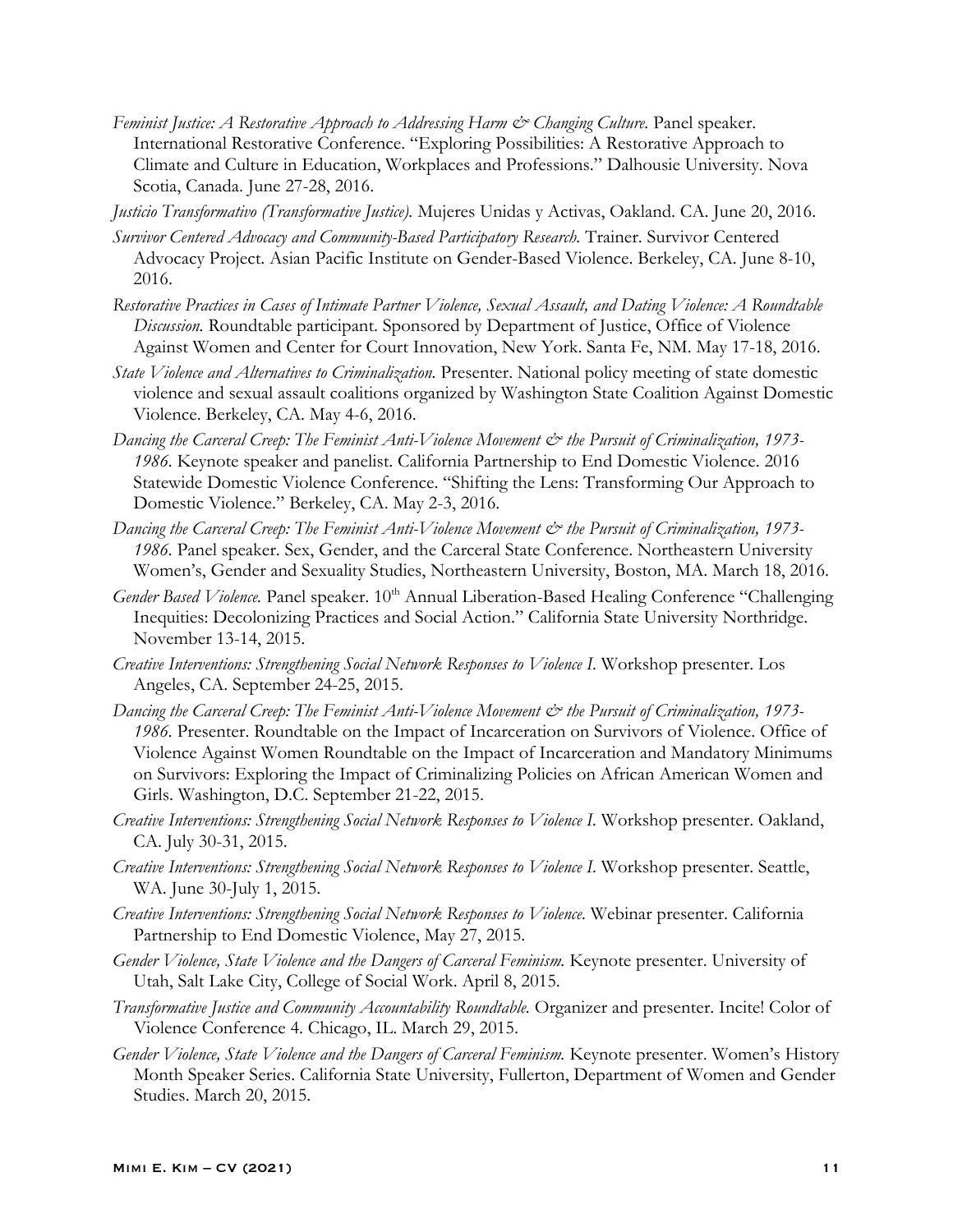*Feminist Justice: A Restorative Approach to Addressing Harm & Changing Culture.* Panel speaker. International Restorative Conference. "Exploring Possibilities: A Restorative Approach to Climate and Culture in Education, Workplaces and Professions." Dalhousie University. Nova Scotia, Canada. June 27-28, 2016.

*Justicio Transformativo (Transformative Justice).* Mujeres Unidas y Activas, Oakland. CA. June 20, 2016.

*Survivor Centered Advocacy and Community-Based Participatory Research.* Trainer. Survivor Centered Advocacy Project. Asian Pacific Institute on Gender-Based Violence. Berkeley, CA. June 8-10, 2016.

*Restorative Practices in Cases of Intimate Partner Violence, Sexual Assault, and Dating Violence: A Roundtable Discussion.* Roundtable participant. Sponsored by Department of Justice, Office of Violence Against Women and Center for Court Innovation, New York. Santa Fe, NM. May 17-18, 2016.

*State Violence and Alternatives to Criminalization.* Presenter. National policy meeting of state domestic violence and sexual assault coalitions organized by Washington State Coalition Against Domestic Violence. Berkeley, CA. May 4-6, 2016.

*Dancing the Carceral Creep: The Feminist Anti-Violence Movement & the Pursuit of Criminalization, 1973-1986.* Keynote speaker and panelist. California Partnership to End Domestic Violence. 2016 Statewide Domestic Violence Conference. "Shifting the Lens: Transforming Our Approach to Domestic Violence." Berkeley, CA. May 2-3, 2016.

*Dancing the Carceral Creep: The Feminist Anti-Violence Movement & the Pursuit of Criminalization, 1973-1986.* Panel speaker. Sex, Gender, and the Carceral State Conference. Northeastern University Women's, Gender and Sexuality Studies, Northeastern University, Boston, MA. March 18, 2016.

*Gender Based Violence.* Panel speaker. 10th Annual Liberation-Based Healing Conference "Challenging Inequities: Decolonizing Practices and Social Action." California State University Northridge. November 13-14, 2015.

*Creative Interventions: Strengthening Social Network Responses to Violence I.* Workshop presenter. Los Angeles, CA. September 24-25, 2015.

*Dancing the Carceral Creep: The Feminist Anti-Violence Movement & the Pursuit of Criminalization, 1973-1986.* Presenter. Roundtable on the Impact of Incarceration on Survivors of Violence. Office of Violence Against Women Roundtable on the Impact of Incarceration and Mandatory Minimums on Survivors: Exploring the Impact of Criminalizing Policies on African American Women and Girls. Washington, D.C. September 21-22, 2015.

*Creative Interventions: Strengthening Social Network Responses to Violence I.* Workshop presenter. Oakland, CA. July 30-31, 2015.

*Creative Interventions: Strengthening Social Network Responses to Violence I.* Workshop presenter. Seattle, WA. June 30-July 1, 2015.

*Creative Interventions: Strengthening Social Network Responses to Violence.* Webinar presenter. California Partnership to End Domestic Violence, May 27, 2015.

*Gender Violence, State Violence and the Dangers of Carceral Feminism.* Keynote presenter. University of Utah, Salt Lake City, College of Social Work. April 8, 2015.

*Transformative Justice and Community Accountability Roundtable.* Organizer and presenter. Incite! Color of Violence Conference 4. Chicago, IL. March 29, 2015.

*Gender Violence, State Violence and the Dangers of Carceral Feminism.* Keynote presenter. Women's History Month Speaker Series. California State University, Fullerton, Department of Women and Gender Studies. March 20, 2015.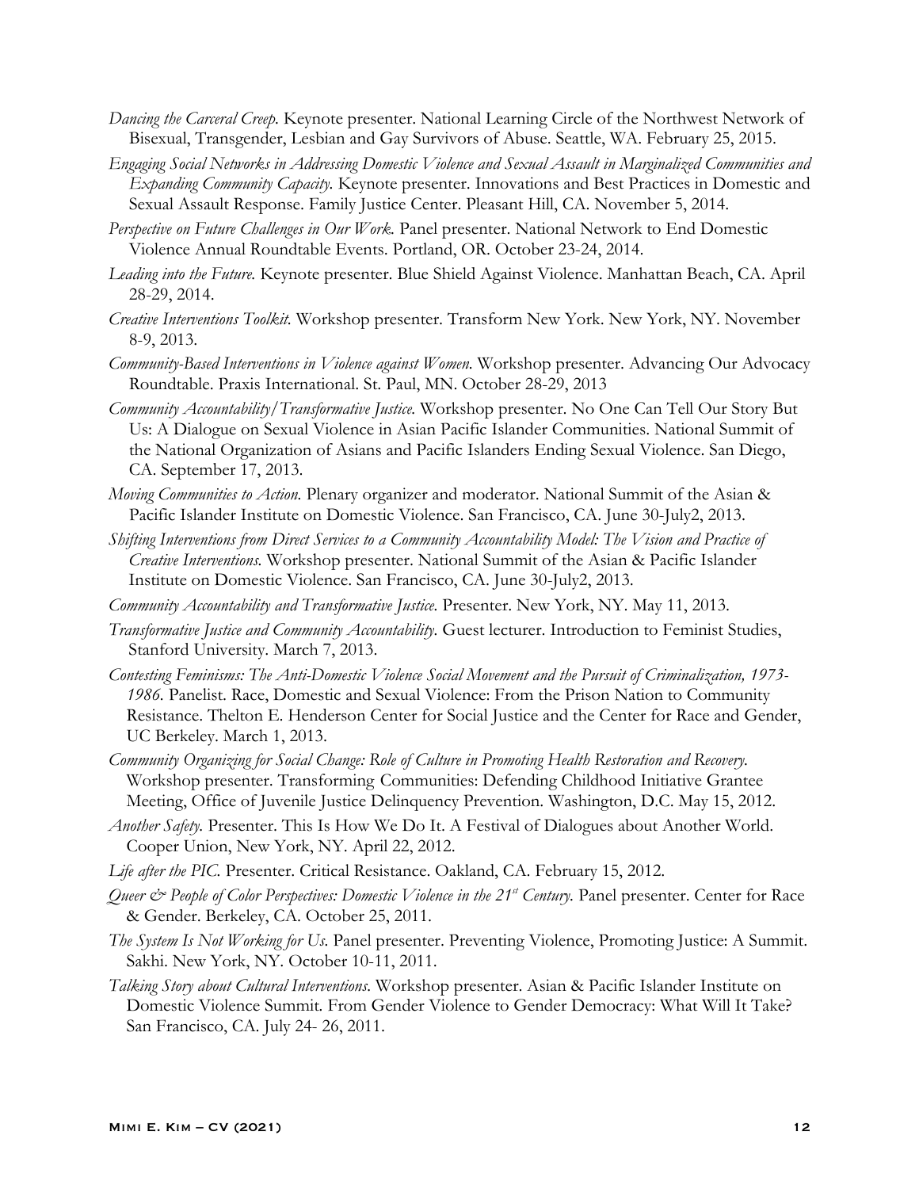*Dancing the Carceral Creep.* Keynote presenter. National Learning Circle of the Northwest Network of Bisexual, Transgender, Lesbian and Gay Survivors of Abuse. Seattle, WA. February 25, 2015.

*Engaging Social Networks in Addressing Domestic Violence and Sexual Assault in Marginalized Communities and Expanding Community Capacity.* Keynote presenter. Innovations and Best Practices in Domestic and Sexual Assault Response. Family Justice Center. Pleasant Hill, CA. November 5, 2014.

*Perspective on Future Challenges in Our Work.* Panel presenter. National Network to End Domestic Violence Annual Roundtable Events. Portland, OR. October 23-24, 2014.

*Leading into the Future.* Keynote presenter. Blue Shield Against Violence. Manhattan Beach, CA. April 28-29, 2014.

*Creative Interventions Toolkit.* Workshop presenter. Transform New York. New York, NY. November 8-9, 2013.

*Community-Based Interventions in Violence against Women.* Workshop presenter. Advancing Our Advocacy Roundtable. Praxis International. St. Paul, MN. October 28-29, 2013

*Community Accountability/Transformative Justice.* Workshop presenter. No One Can Tell Our Story But Us: A Dialogue on Sexual Violence in Asian Pacific Islander Communities. National Summit of the National Organization of Asians and Pacific Islanders Ending Sexual Violence. San Diego, CA. September 17, 2013.

*Moving Communities to Action.* Plenary organizer and moderator. National Summit of the Asian & Pacific Islander Institute on Domestic Violence. San Francisco, CA. June 30-July2, 2013.

*Shifting Interventions from Direct Services to a Community Accountability Model: The Vision and Practice of Creative Interventions.* Workshop presenter. National Summit of the Asian & Pacific Islander Institute on Domestic Violence. San Francisco, CA. June 30-July2, 2013.

*Community Accountability and Transformative Justice.* Presenter. New York, NY. May 11, 2013.

*Transformative Justice and Community Accountability.* Guest lecturer. Introduction to Feminist Studies, Stanford University. March 7, 2013.

*Contesting Feminisms: The Anti-Domestic Violence Social Movement and the Pursuit of Criminalization, 1973-1986.* Panelist. Race, Domestic and Sexual Violence: From the Prison Nation to Community Resistance. Thelton E. Henderson Center for Social Justice and the Center for Race and Gender, UC Berkeley. March 1, 2013.

*Community Organizing for Social Change: Role of Culture in Promoting Health Restoration and Recovery.* Workshop presenter. Transforming Communities: Defending Childhood Initiative Grantee Meeting, Office of Juvenile Justice Delinquency Prevention. Washington, D.C. May 15, 2012.

*Another Safety.* Presenter. This Is How We Do It. A Festival of Dialogues about Another World. Cooper Union, New York, NY. April 22, 2012.

*Life after the PIC.* Presenter. Critical Resistance. Oakland, CA. February 15, 2012.

*Queer & People of Color Perspectives: Domestic Violence in the 21st Century.* Panel presenter. Center for Race & Gender. Berkeley, CA. October 25, 2011.

*The System Is Not Working for Us.* Panel presenter. Preventing Violence, Promoting Justice: A Summit. Sakhi. New York, NY. October 10-11, 2011.

*Talking Story about Cultural Interventions.* Workshop presenter. Asian & Pacific Islander Institute on Domestic Violence Summit. From Gender Violence to Gender Democracy: What Will It Take? San Francisco, CA. July 24- 26, 2011.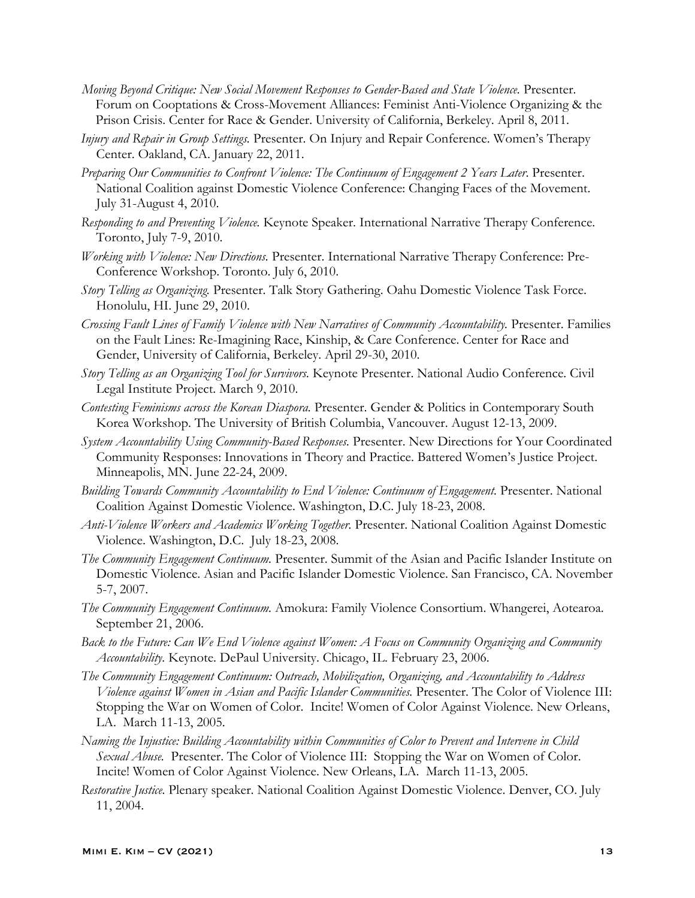*Moving Beyond Critique: New Social Movement Responses to Gender-Based and State Violence.* Presenter. Forum on Cooptations & Cross-Movement Alliances: Feminist Anti-Violence Organizing & the Prison Crisis. Center for Race & Gender. University of California, Berkeley. April 8, 2011.

*Injury and Repair in Group Settings.* Presenter. On Injury and Repair Conference. Women's Therapy Center. Oakland, CA. January 22, 2011.

*Preparing Our Communities to Confront Violence: The Continuum of Engagement 2 Years Later.* Presenter. National Coalition against Domestic Violence Conference: Changing Faces of the Movement. July 31-August 4, 2010.

*Responding to and Preventing Violence.* Keynote Speaker. International Narrative Therapy Conference. Toronto, July 7-9, 2010.

*Working with Violence: New Directions.* Presenter. International Narrative Therapy Conference: Pre-Conference Workshop. Toronto. July 6, 2010.

*Story Telling as Organizing.* Presenter. Talk Story Gathering. Oahu Domestic Violence Task Force. Honolulu, HI. June 29, 2010.

*Crossing Fault Lines of Family Violence with New Narratives of Community Accountability.* Presenter. Families on the Fault Lines: Re-Imagining Race, Kinship, & Care Conference. Center for Race and Gender, University of California, Berkeley. April 29-30, 2010.

*Story Telling as an Organizing Tool for Survivors.* Keynote Presenter. National Audio Conference. Civil Legal Institute Project. March 9, 2010.

*Contesting Feminisms across the Korean Diaspora.* Presenter. Gender & Politics in Contemporary South Korea Workshop. The University of British Columbia, Vancouver. August 12-13, 2009.

*System Accountability Using Community-Based Responses.* Presenter. New Directions for Your Coordinated Community Responses: Innovations in Theory and Practice. Battered Women's Justice Project. Minneapolis, MN. June 22-24, 2009.

*Building Towards Community Accountability to End Violence: Continuum of Engagement.* Presenter. National Coalition Against Domestic Violence. Washington, D.C. July 18-23, 2008.

*Anti-Violence Workers and Academics Working Together.* Presenter. National Coalition Against Domestic Violence. Washington, D.C. July 18-23, 2008.

*The Community Engagement Continuum.* Presenter. Summit of the Asian and Pacific Islander Institute on Domestic Violence. Asian and Pacific Islander Domestic Violence. San Francisco, CA. November 5-7, 2007.

*The Community Engagement Continuum.* Amokura: Family Violence Consortium. Whangerei, Aotearoa. September 21, 2006.

*Back to the Future: Can We End Violence against Women: A Focus on Community Organizing and Community Accountability.* Keynote. DePaul University. Chicago, IL. February 23, 2006.

*The Community Engagement Continuum: Outreach, Mobilization, Organizing, and Accountability to Address Violence against Women in Asian and Pacific Islander Communities.* Presenter. The Color of Violence III: Stopping the War on Women of Color. Incite! Women of Color Against Violence. New Orleans, LA. March 11-13, 2005.

*Naming the Injustice: Building Accountability within Communities of Color to Prevent and Intervene in Child Sexual Abuse.* Presenter. The Color of Violence III: Stopping the War on Women of Color. Incite! Women of Color Against Violence. New Orleans, LA. March 11-13, 2005.

*Restorative Justice.* Plenary speaker. National Coalition Against Domestic Violence. Denver, CO. July 11, 2004.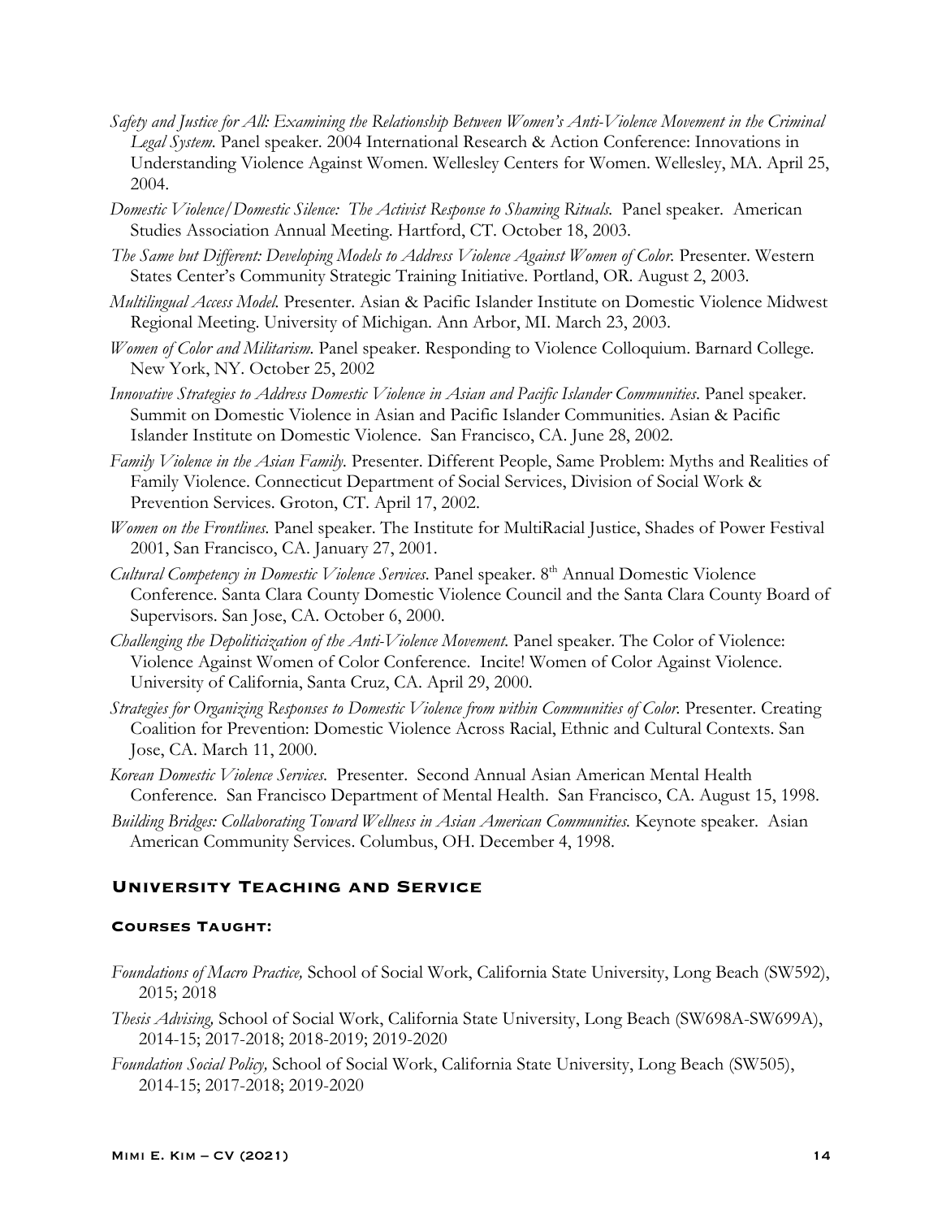*Safety and Justice for All: Examining the Relationship Between Women's Anti-Violence Movement in the Criminal Legal System.* Panel speaker. 2004 International Research & Action Conference: Innovations in Understanding Violence Against Women. Wellesley Centers for Women. Wellesley, MA. April 25, 2004.

*Domestic Violence/Domestic Silence: The Activist Response to Shaming Rituals.* Panel speaker. American Studies Association Annual Meeting. Hartford, CT. October 18, 2003.

*The Same but Different: Developing Models to Address Violence Against Women of Color.* Presenter. Western States Center's Community Strategic Training Initiative. Portland, OR. August 2, 2003.

*Multilingual Access Model.* Presenter. Asian & Pacific Islander Institute on Domestic Violence Midwest Regional Meeting. University of Michigan. Ann Arbor, MI. March 23, 2003.

*Women of Color and Militarism.* Panel speaker. Responding to Violence Colloquium. Barnard College. New York, NY. October 25, 2002

*Innovative Strategies to Address Domestic Violence in Asian and Pacific Islander Communities.* Panel speaker. Summit on Domestic Violence in Asian and Pacific Islander Communities. Asian & Pacific Islander Institute on Domestic Violence. San Francisco, CA. June 28, 2002.

*Family Violence in the Asian Family.* Presenter. Different People, Same Problem: Myths and Realities of Family Violence. Connecticut Department of Social Services, Division of Social Work & Prevention Services. Groton, CT. April 17, 2002.

*Women on the Frontlines.* Panel speaker. The Institute for MultiRacial Justice, Shades of Power Festival 2001, San Francisco, CA. January 27, 2001.

*Cultural Competency in Domestic Violence Services.* Panel speaker. 8th Annual Domestic Violence Conference. Santa Clara County Domestic Violence Council and the Santa Clara County Board of Supervisors. San Jose, CA. October 6, 2000.

*Challenging the Depoliticization of the Anti-Violence Movement.* Panel speaker. The Color of Violence: Violence Against Women of Color Conference. Incite! Women of Color Against Violence. University of California, Santa Cruz, CA. April 29, 2000.

*Strategies for Organizing Responses to Domestic Violence from within Communities of Color.* Presenter. Creating Coalition for Prevention: Domestic Violence Across Racial, Ethnic and Cultural Contexts. San Jose, CA. March 11, 2000.

*Korean Domestic Violence Services.* Presenter. Second Annual Asian American Mental Health Conference. San Francisco Department of Mental Health. San Francisco, CA. August 15, 1998.

*Building Bridges: Collaborating Toward Wellness in Asian American Communities.* Keynote speaker. Asian American Community Services. Columbus, OH. December 4, 1998.

## University Teaching and Service

### Courses Taught:

*Foundations of Macro Practice,* School of Social Work, California State University, Long Beach (SW592), 2015; 2018

*Thesis Advising,* School of Social Work, California State University, Long Beach (SW698A-SW699A), 2014-15; 2017-2018; 2018-2019; 2019-2020

*Foundation Social Policy,* School of Social Work, California State University, Long Beach (SW505), 2014-15; 2017-2018; 2019-2020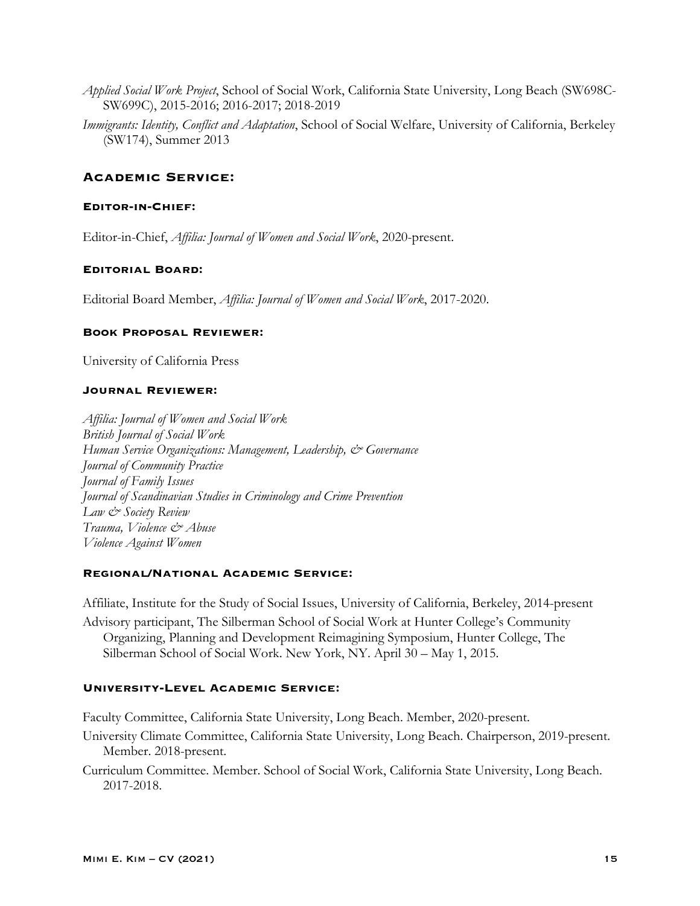*Applied Social Work Project*, School of Social Work, California State University, Long Beach (SW698C-SW699C), 2015-2016; 2016-2017; 2018-2019

*Immigrants: Identity, Conflict and Adaptation*, School of Social Welfare, University of California, Berkeley (SW174), Summer 2013

## Academic Service:

### Editor-in-Chief:

Editor-in-Chief, *Affilia: Journal of Women and Social Work*, 2020-present.

### Editorial Board:

Editorial Board Member, *Affilia: Journal of Women and Social Work*, 2017-2020.

### Book Proposal Reviewer:

University of California Press

### Journal Reviewer:

*Affilia: Journal of Women and Social Work*
*British Journal of Social Work*
*Human Service Organizations: Management, Leadership, & Governance*
*Journal of Community Practice*
*Journal of Family Issues*
*Journal of Scandinavian Studies in Criminology and Crime Prevention*
*Law & Society Review*
*Trauma, Violence & Abuse*
*Violence Against Women*

### Regional/National Academic Service:

Affiliate, Institute for the Study of Social Issues, University of California, Berkeley, 2014-present

Advisory participant, The Silberman School of Social Work at Hunter College's Community Organizing, Planning and Development Reimagining Symposium, Hunter College, The Silberman School of Social Work. New York, NY. April 30 – May 1, 2015.

### University-Level Academic Service:

Faculty Committee, California State University, Long Beach. Member, 2020-present.

University Climate Committee, California State University, Long Beach. Chairperson, 2019-present. Member. 2018-present.

Curriculum Committee. Member. School of Social Work, California State University, Long Beach. 2017-2018.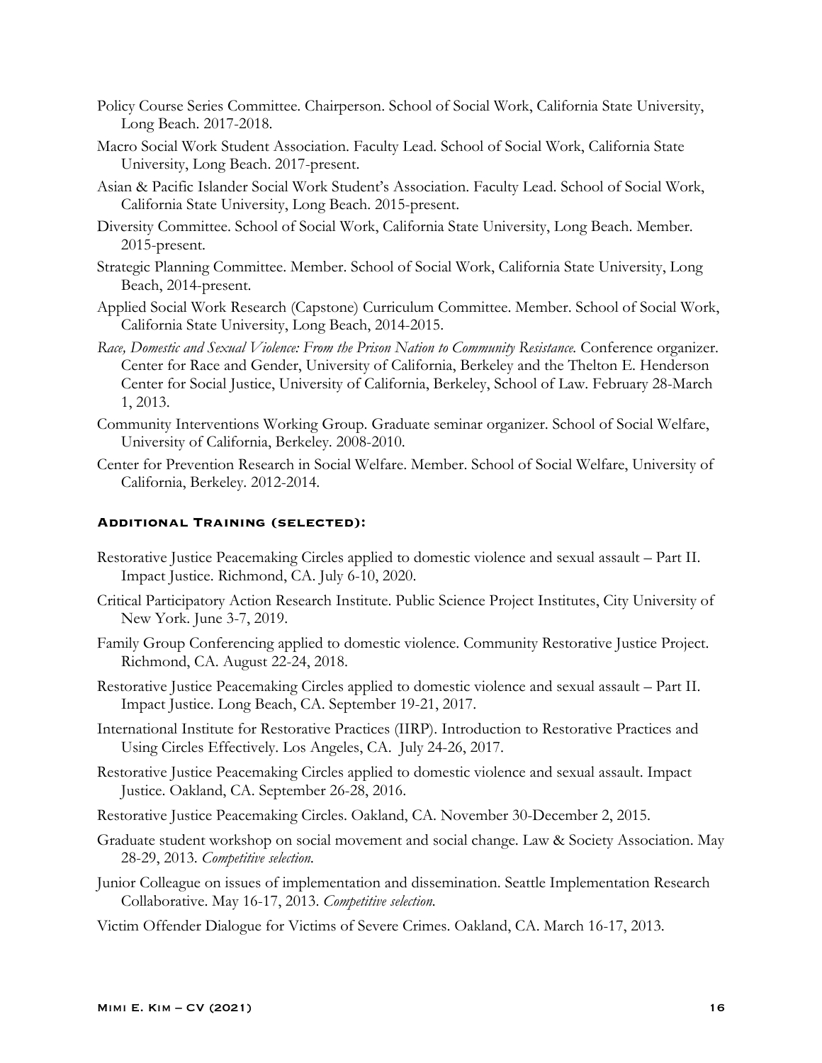Policy Course Series Committee. Chairperson. School of Social Work, California State University, Long Beach. 2017-2018.

Macro Social Work Student Association. Faculty Lead. School of Social Work, California State University, Long Beach. 2017-present.

Asian & Pacific Islander Social Work Student's Association. Faculty Lead. School of Social Work, California State University, Long Beach. 2015-present.

Diversity Committee. School of Social Work, California State University, Long Beach. Member. 2015-present.

Strategic Planning Committee. Member. School of Social Work, California State University, Long Beach, 2014-present.

Applied Social Work Research (Capstone) Curriculum Committee. Member. School of Social Work, California State University, Long Beach, 2014-2015.

*Race, Domestic and Sexual Violence: From the Prison Nation to Community Resistance.* Conference organizer. Center for Race and Gender, University of California, Berkeley and the Thelton E. Henderson Center for Social Justice, University of California, Berkeley, School of Law. February 28-March 1, 2013.

Community Interventions Working Group. Graduate seminar organizer. School of Social Welfare, University of California, Berkeley. 2008-2010.

Center for Prevention Research in Social Welfare. Member. School of Social Welfare, University of California, Berkeley. 2012-2014.

## Additional Training (selected):

Restorative Justice Peacemaking Circles applied to domestic violence and sexual assault – Part II. Impact Justice. Richmond, CA. July 6-10, 2020.

Critical Participatory Action Research Institute. Public Science Project Institutes, City University of New York. June 3-7, 2019.

Family Group Conferencing applied to domestic violence. Community Restorative Justice Project. Richmond, CA. August 22-24, 2018.

Restorative Justice Peacemaking Circles applied to domestic violence and sexual assault – Part II. Impact Justice. Long Beach, CA. September 19-21, 2017.

International Institute for Restorative Practices (IIRP). Introduction to Restorative Practices and Using Circles Effectively. Los Angeles, CA. July 24-26, 2017.

Restorative Justice Peacemaking Circles applied to domestic violence and sexual assault. Impact Justice. Oakland, CA. September 26-28, 2016.

Restorative Justice Peacemaking Circles. Oakland, CA. November 30-December 2, 2015.

Graduate student workshop on social movement and social change. Law & Society Association. May 28-29, 2013. *Competitive selection.*

Junior Colleague on issues of implementation and dissemination. Seattle Implementation Research Collaborative. May 16-17, 2013. *Competitive selection.*

Victim Offender Dialogue for Victims of Severe Crimes. Oakland, CA. March 16-17, 2013.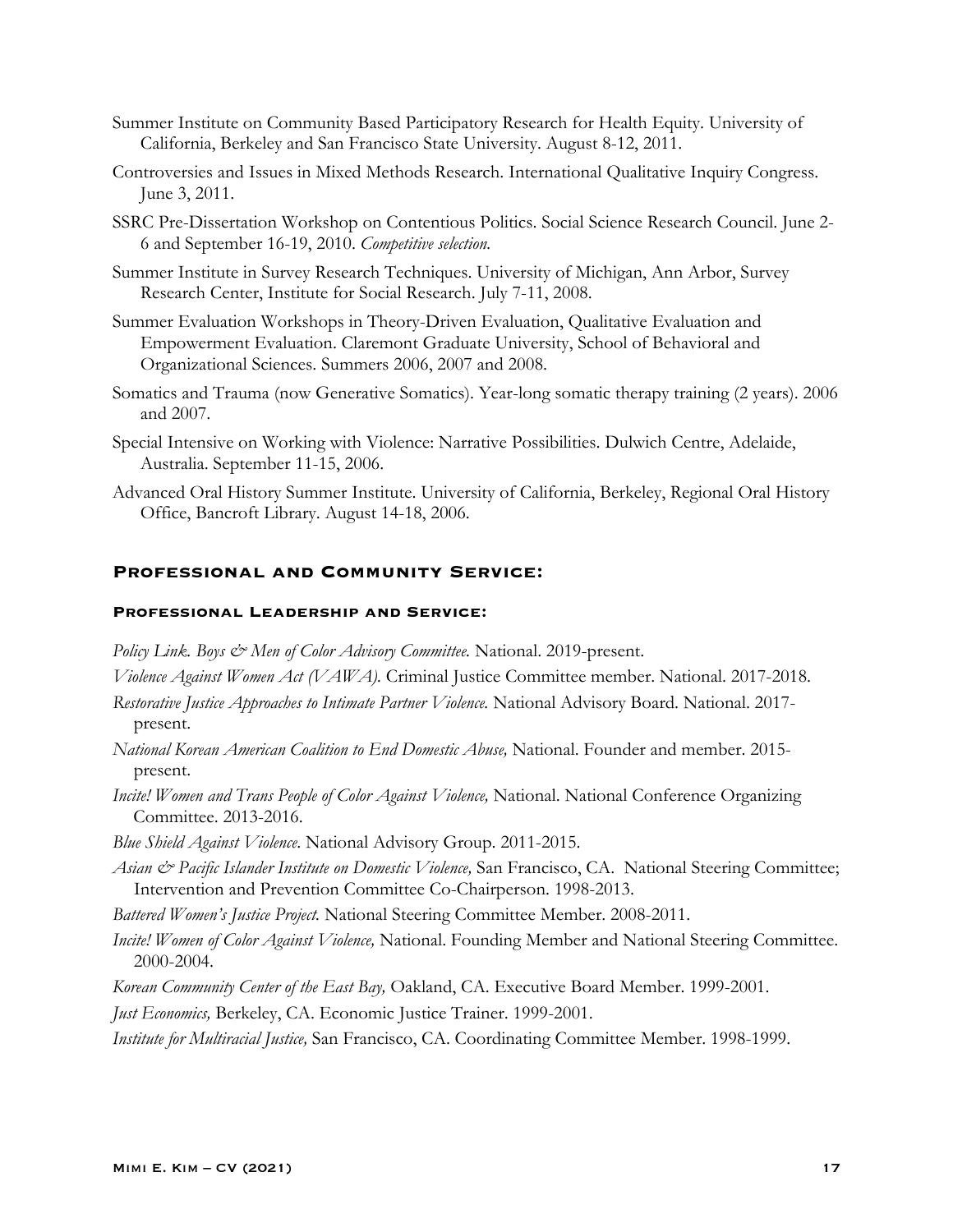Summer Institute on Community Based Participatory Research for Health Equity. University of California, Berkeley and San Francisco State University. August 8-12, 2011.

Controversies and Issues in Mixed Methods Research. International Qualitative Inquiry Congress. June 3, 2011.

SSRC Pre-Dissertation Workshop on Contentious Politics. Social Science Research Council. June 2-6 and September 16-19, 2010. *Competitive selection.*

Summer Institute in Survey Research Techniques. University of Michigan, Ann Arbor, Survey Research Center, Institute for Social Research. July 7-11, 2008.

Summer Evaluation Workshops in Theory-Driven Evaluation, Qualitative Evaluation and Empowerment Evaluation. Claremont Graduate University, School of Behavioral and Organizational Sciences. Summers 2006, 2007 and 2008.

Somatics and Trauma (now Generative Somatics). Year-long somatic therapy training (2 years). 2006 and 2007.

Special Intensive on Working with Violence: Narrative Possibilities. Dulwich Centre, Adelaide, Australia. September 11-15, 2006.

Advanced Oral History Summer Institute. University of California, Berkeley, Regional Oral History Office, Bancroft Library. August 14-18, 2006.

## Professional and Community Service:

### Professional Leadership and Service:

*Policy Link. Boys & Men of Color Advisory Committee.* National. 2019-present.

*Violence Against Women Act (VAWA).* Criminal Justice Committee member. National. 2017-2018.

*Restorative Justice Approaches to Intimate Partner Violence.* National Advisory Board. National. 2017-present.

*National Korean American Coalition to End Domestic Abuse,* National. Founder and member. 2015-present.

*Incite! Women and Trans People of Color Against Violence,* National. National Conference Organizing Committee. 2013-2016.

*Blue Shield Against Violence*. National Advisory Group. 2011-2015.

*Asian & Pacific Islander Institute on Domestic Violence,* San Francisco, CA. National Steering Committee; Intervention and Prevention Committee Co-Chairperson. 1998-2013.

*Battered Women's Justice Project.* National Steering Committee Member. 2008-2011.

*Incite! Women of Color Against Violence,* National. Founding Member and National Steering Committee. 2000-2004.

*Korean Community Center of the East Bay,* Oakland, CA. Executive Board Member. 1999-2001.

*Just Economics,* Berkeley, CA. Economic Justice Trainer. 1999-2001.

*Institute for Multiracial Justice,* San Francisco, CA. Coordinating Committee Member. 1998-1999.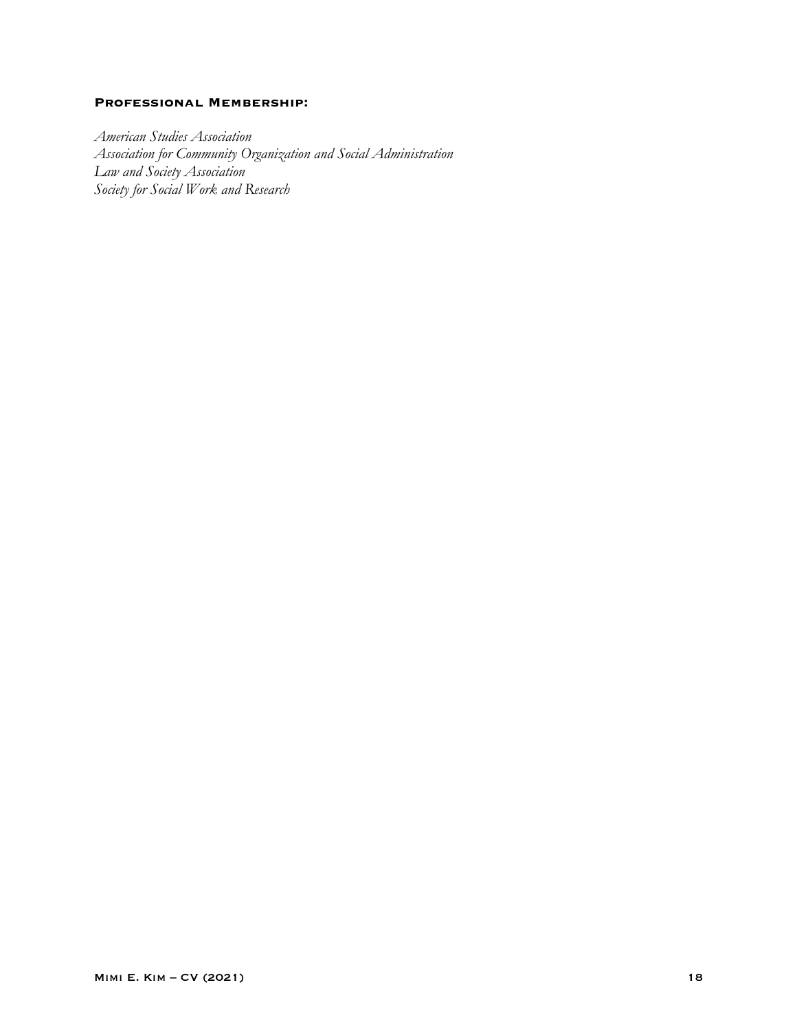## Professional Membership:

*American Studies Association*
*Association for Community Organization and Social Administration*
*Law and Society Association*
*Society for Social Work and Research*